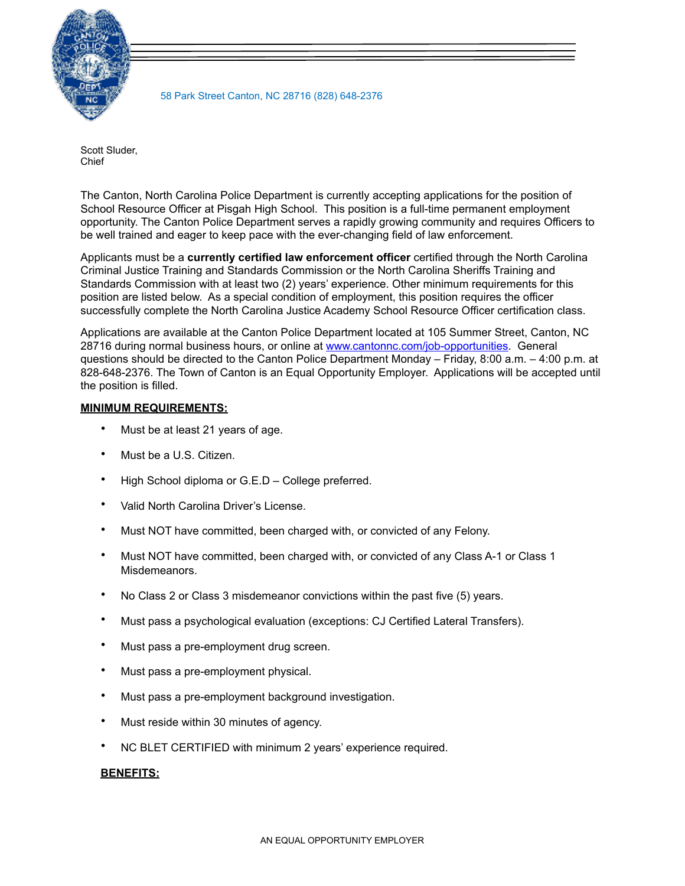58 Park Street Canton, NC 28716 (828) 648-2376

Scott Sluder,
Chief

The Canton, North Carolina Police Department is currently accepting applications for the position of School Resource Officer at Pisgah High School. This position is a full-time permanent employment opportunity. The Canton Police Department serves a rapidly growing community and requires Officers to be well trained and eager to keep pace with the ever-changing field of law enforcement.

Applicants must be a **currently certified law enforcement officer** certified through the North Carolina Criminal Justice Training and Standards Commission or the North Carolina Sheriffs Training and Standards Commission with at least two (2) years' experience. Other minimum requirements for this position are listed below. As a special condition of employment, this position requires the officer successfully complete the North Carolina Justice Academy School Resource Officer certification class.

Applications are available at the Canton Police Department located at 105 Summer Street, Canton, NC 28716 during normal business hours, or online at [www.cantonnc.com/job-opportunities](http://www.cantonnc.com/job-opportunities). General questions should be directed to the Canton Police Department Monday – Friday, 8:00 a.m. – 4:00 p.m. at 828-648-2376. The Town of Canton is an Equal Opportunity Employer. Applications will be accepted until the position is filled.

**MINIMUM REQUIREMENTS:**

- Must be at least 21 years of age.
- Must be a U.S. Citizen.
- High School diploma or G.E.D – College preferred.
- Valid North Carolina Driver's License.
- Must NOT have committed, been charged with, or convicted of any Felony.
- Must NOT have committed, been charged with, or convicted of any Class A-1 or Class 1 Misdemeanors.
- No Class 2 or Class 3 misdemeanor convictions within the past five (5) years.
- Must pass a psychological evaluation (exceptions: CJ Certified Lateral Transfers).
- Must pass a pre-employment drug screen.
- Must pass a pre-employment physical.
- Must pass a pre-employment background investigation.
- Must reside within 30 minutes of agency.
- NC BLET CERTIFIED with minimum 2 years' experience required.

**BENEFITS:**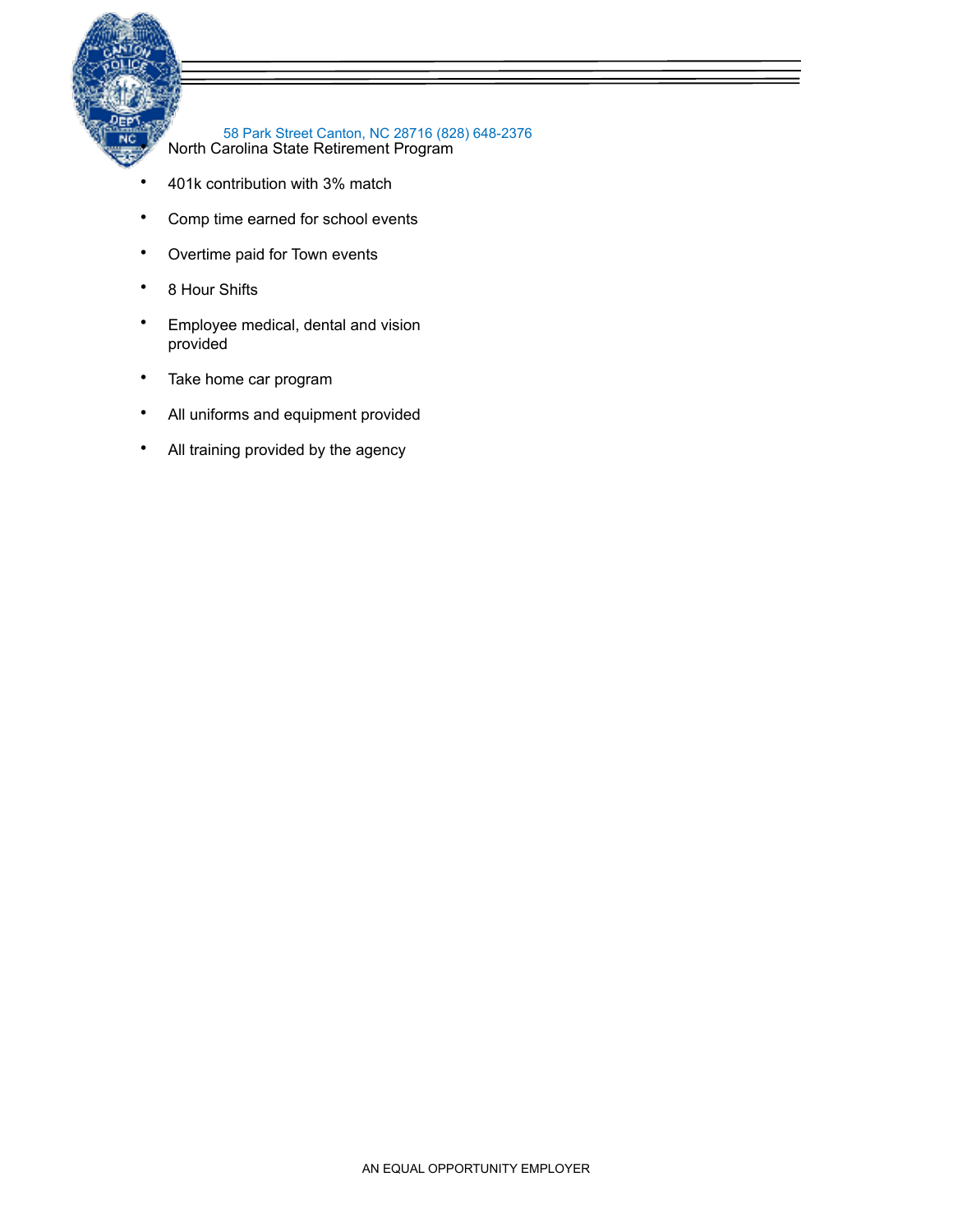58 Park Street Canton, NC 28716 (828) 648-2376

- North Carolina State Retirement Program
- 401k contribution with 3% match
- Comp time earned for school events
- Overtime paid for Town events
- 8 Hour Shifts
- Employee medical, dental and vision provided
- Take home car program
- All uniforms and equipment provided
- All training provided by the agency

AN EQUAL OPPORTUNITY EMPLOYER